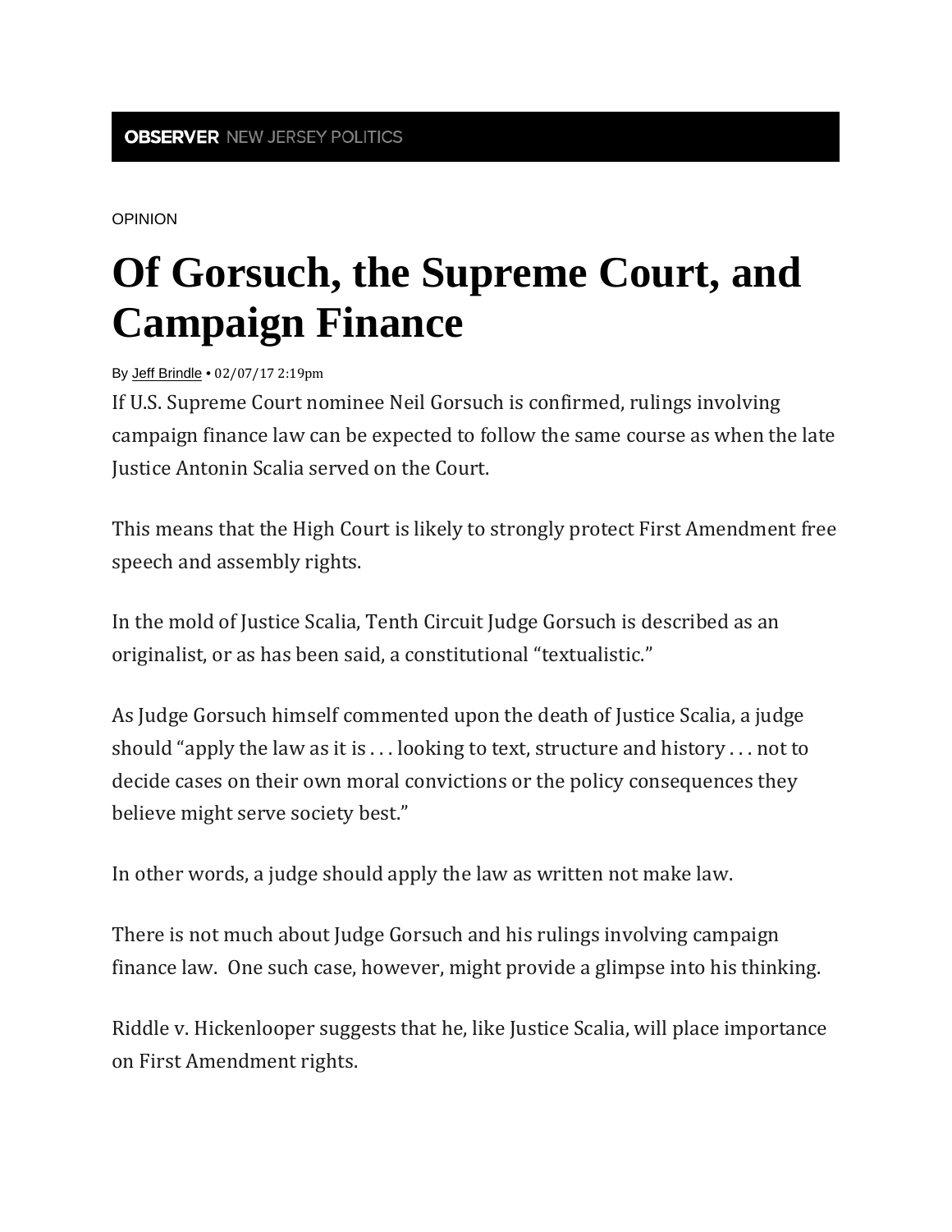OBSERVER NEW JERSEY POLITICS

OPINION

# Of Gorsuch, the Supreme Court, and Campaign Finance

By Jeff Brindle • 02/07/17 2:19pm

If U.S. Supreme Court nominee Neil Gorsuch is confirmed, rulings involving campaign finance law can be expected to follow the same course as when the late Justice Antonin Scalia served on the Court.

This means that the High Court is likely to strongly protect First Amendment free speech and assembly rights.

In the mold of Justice Scalia, Tenth Circuit Judge Gorsuch is described as an originalist, or as has been said, a constitutional "textualistic."

As Judge Gorsuch himself commented upon the death of Justice Scalia, a judge should "apply the law as it is . . . looking to text, structure and history . . . not to decide cases on their own moral convictions or the policy consequences they believe might serve society best."

In other words, a judge should apply the law as written not make law.

There is not much about Judge Gorsuch and his rulings involving campaign finance law. One such case, however, might provide a glimpse into his thinking.

Riddle v. Hickenlooper suggests that he, like Justice Scalia, will place importance on First Amendment rights.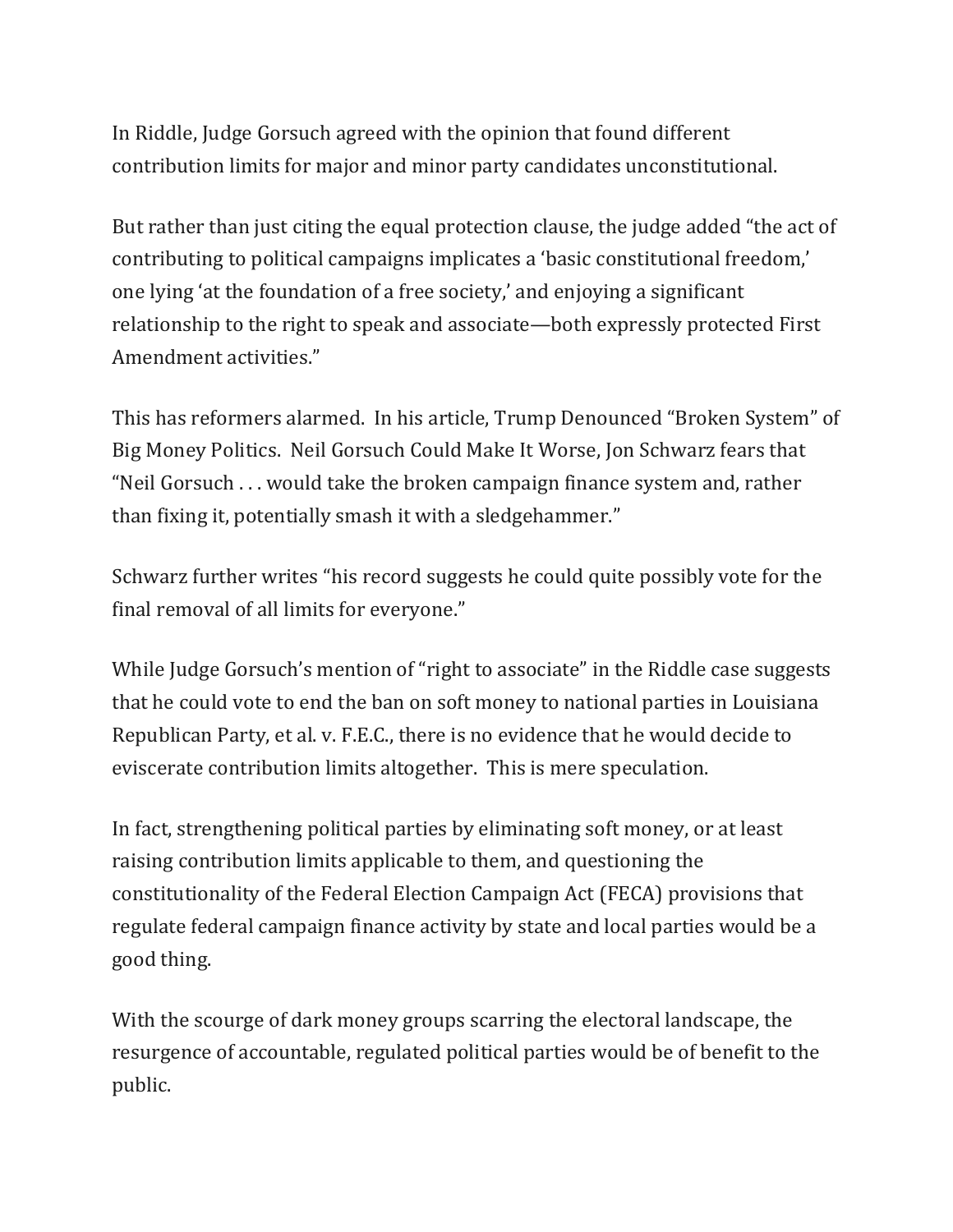In Riddle, Judge Gorsuch agreed with the opinion that found different contribution limits for major and minor party candidates unconstitutional.

But rather than just citing the equal protection clause, the judge added "the act of contributing to political campaigns implicates a 'basic constitutional freedom,' one lying 'at the foundation of a free society,' and enjoying a significant relationship to the right to speak and associate—both expressly protected First Amendment activities."

This has reformers alarmed. In his article, Trump Denounced "Broken System" of Big Money Politics. Neil Gorsuch Could Make It Worse, Jon Schwarz fears that "Neil Gorsuch . . . would take the broken campaign finance system and, rather than fixing it, potentially smash it with a sledgehammer."

Schwarz further writes "his record suggests he could quite possibly vote for the final removal of all limits for everyone."

While Judge Gorsuch's mention of "right to associate" in the Riddle case suggests that he could vote to end the ban on soft money to national parties in Louisiana Republican Party, et al. v. F.E.C., there is no evidence that he would decide to eviscerate contribution limits altogether. This is mere speculation.

In fact, strengthening political parties by eliminating soft money, or at least raising contribution limits applicable to them, and questioning the constitutionality of the Federal Election Campaign Act (FECA) provisions that regulate federal campaign finance activity by state and local parties would be a good thing.

With the scourge of dark money groups scarring the electoral landscape, the resurgence of accountable, regulated political parties would be of benefit to the public.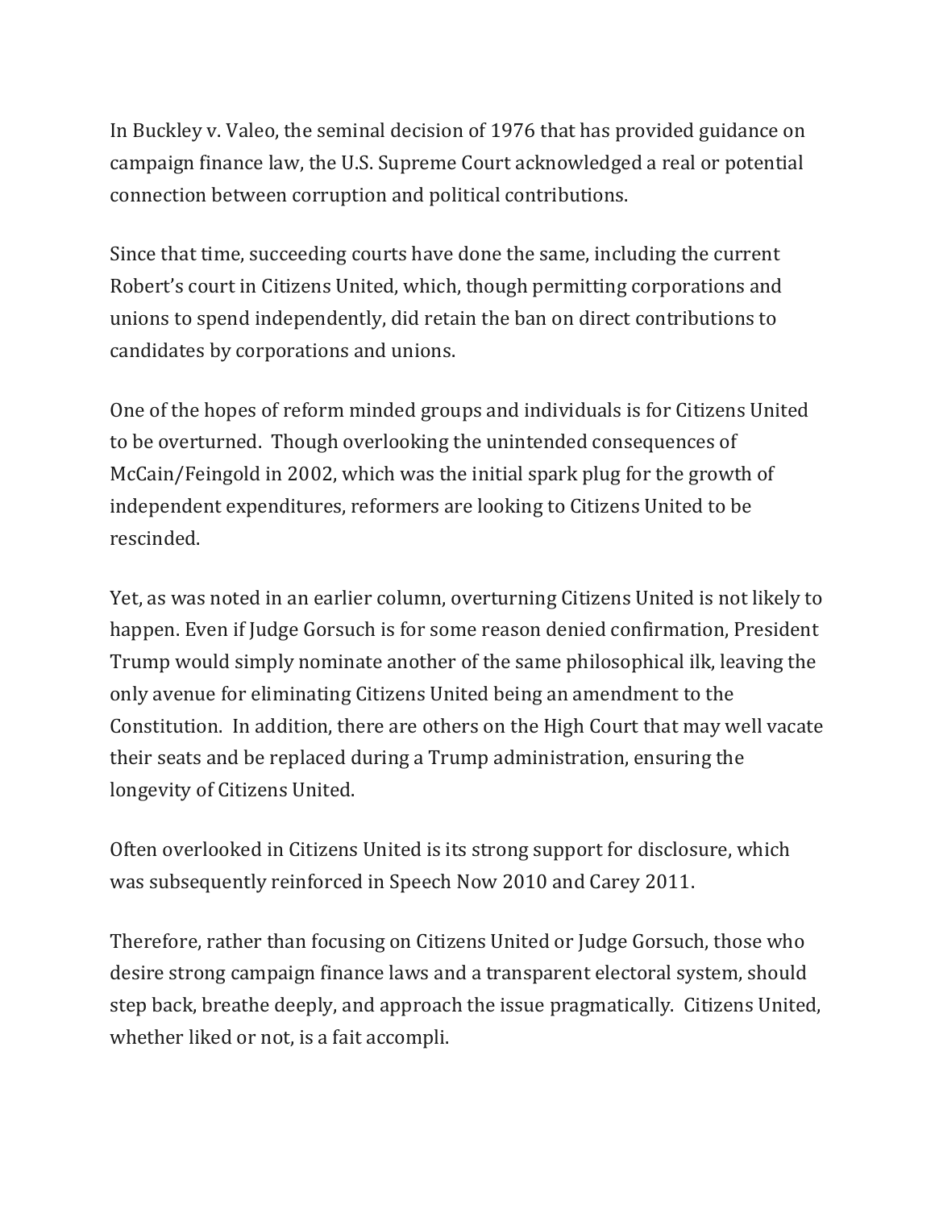In Buckley v. Valeo, the seminal decision of 1976 that has provided guidance on campaign finance law, the U.S. Supreme Court acknowledged a real or potential connection between corruption and political contributions.

Since that time, succeeding courts have done the same, including the current Robert's court in Citizens United, which, though permitting corporations and unions to spend independently, did retain the ban on direct contributions to candidates by corporations and unions.

One of the hopes of reform minded groups and individuals is for Citizens United to be overturned. Though overlooking the unintended consequences of McCain/Feingold in 2002, which was the initial spark plug for the growth of independent expenditures, reformers are looking to Citizens United to be rescinded.

Yet, as was noted in an earlier column, overturning Citizens United is not likely to happen. Even if Judge Gorsuch is for some reason denied confirmation, President Trump would simply nominate another of the same philosophical ilk, leaving the only avenue for eliminating Citizens United being an amendment to the Constitution. In addition, there are others on the High Court that may well vacate their seats and be replaced during a Trump administration, ensuring the longevity of Citizens United.

Often overlooked in Citizens United is its strong support for disclosure, which was subsequently reinforced in Speech Now 2010 and Carey 2011.

Therefore, rather than focusing on Citizens United or Judge Gorsuch, those who desire strong campaign finance laws and a transparent electoral system, should step back, breathe deeply, and approach the issue pragmatically. Citizens United, whether liked or not, is a fait accompli.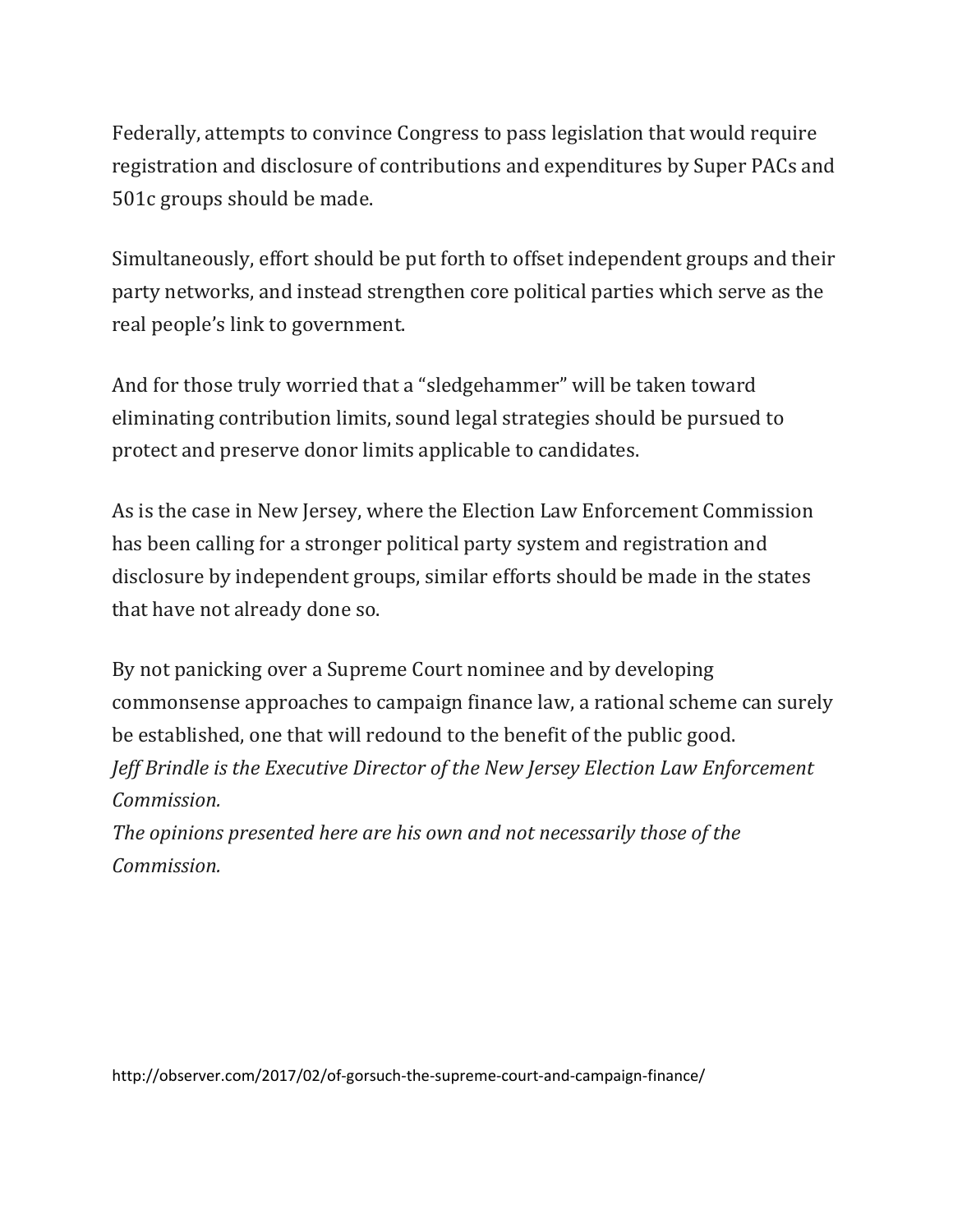Federally, attempts to convince Congress to pass legislation that would require registration and disclosure of contributions and expenditures by Super PACs and 501c groups should be made.

Simultaneously, effort should be put forth to offset independent groups and their party networks, and instead strengthen core political parties which serve as the real people's link to government.

And for those truly worried that a "sledgehammer" will be taken toward eliminating contribution limits, sound legal strategies should be pursued to protect and preserve donor limits applicable to candidates.

As is the case in New Jersey, where the Election Law Enforcement Commission has been calling for a stronger political party system and registration and disclosure by independent groups, similar efforts should be made in the states that have not already done so.

By not panicking over a Supreme Court nominee and by developing commonsense approaches to campaign finance law, a rational scheme can surely be established, one that will redound to the benefit of the public good.
*Jeff Brindle is the Executive Director of the New Jersey Election Law Enforcement Commission.*
*The opinions presented here are his own and not necessarily those of the Commission.*

http://observer.com/2017/02/of-gorsuch-the-supreme-court-and-campaign-finance/